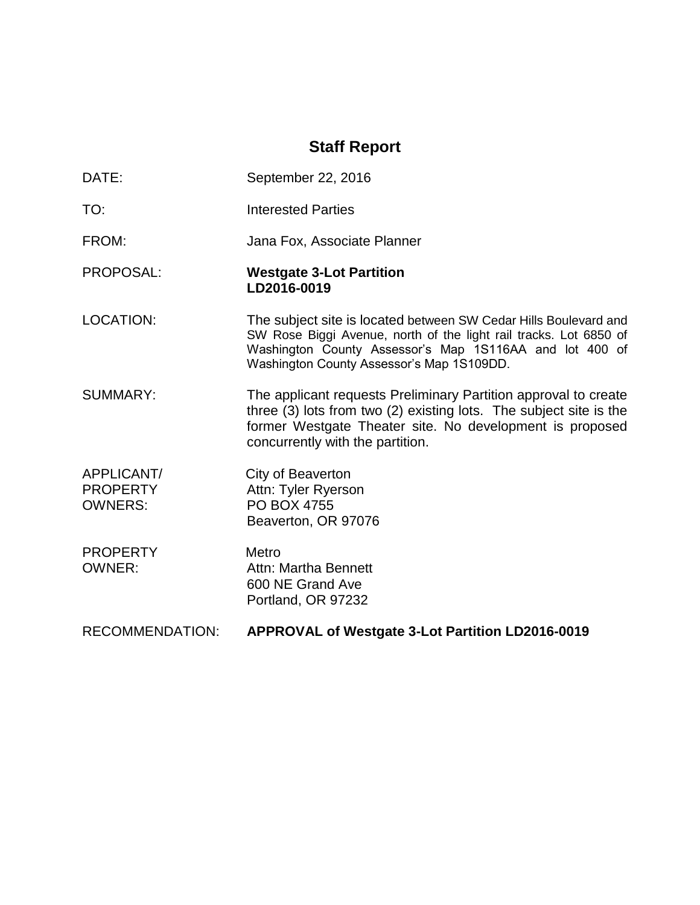# Staff Report

**DATE:** September 22, 2016

**TO:** Interested Parties

**FROM:** Jana Fox, Associate Planner

**PROPOSAL:** **Westgate 3-Lot Partition LD2016-0019**

**LOCATION:** The subject site is located between SW Cedar Hills Boulevard and SW Rose Biggi Avenue, north of the light rail tracks. Lot 6850 of Washington County Assessor's Map 1S116AA and lot 400 of Washington County Assessor's Map 1S109DD.

**SUMMARY:** The applicant requests Preliminary Partition approval to create three (3) lots from two (2) existing lots. The subject site is the former Westgate Theater site. No development is proposed concurrently with the partition.

**APPLICANT/ PROPERTY OWNERS:** City of Beaverton
Attn: Tyler Ryerson
PO BOX 4755
Beaverton, OR 97076

**PROPERTY OWNER:** Metro
Attn: Martha Bennett
600 NE Grand Ave
Portland, OR 97232

**RECOMMENDATION:** **APPROVAL of Westgate 3-Lot Partition LD2016-0019**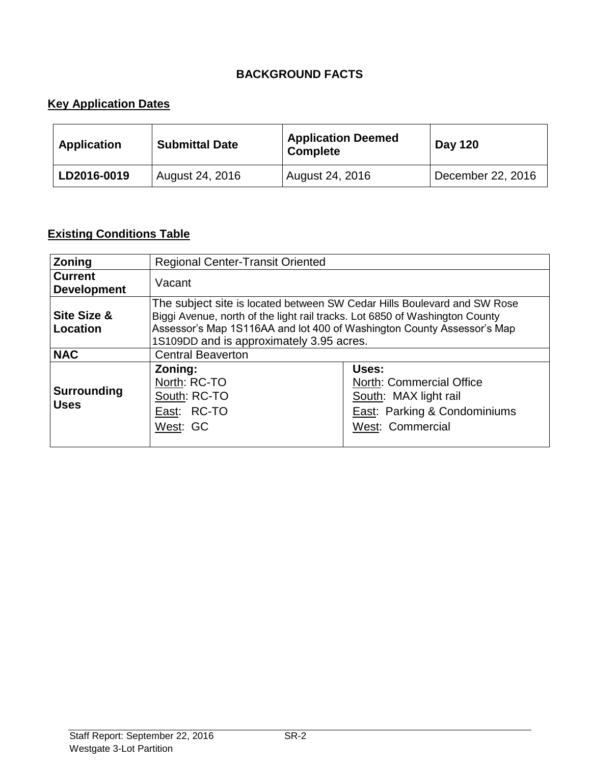# BACKGROUND FACTS

## Key Application Dates

| Application | Submittal Date | Application Deemed Complete | Day 120 |
|---|---|---|---|
| **LD2016-0019** | August 24, 2016 | August 24, 2016 | December 22, 2016 |

## Existing Conditions Table

| | | |
|---|---|---|
| **Zoning** | Regional Center-Transit Oriented | |
| **Current Development** | Vacant | |
| **Site Size & Location** | The subject site is located between SW Cedar Hills Boulevard and SW Rose Biggi Avenue, north of the light rail tracks. Lot 6850 of Washington County Assessor's Map 1S116AA and lot 400 of Washington County Assessor's Map 1S109DD and is approximately 3.95 acres. | |
| **NAC** | Central Beaverton | |
| **Surrounding Uses** | **Zoning:**<br>North: RC-TO<br>South: RC-TO<br>East: RC-TO<br>West: GC | **Uses:**<br>North: Commercial Office<br>South: MAX light rail<br>East: Parking & Condominiums<br>West: Commercial |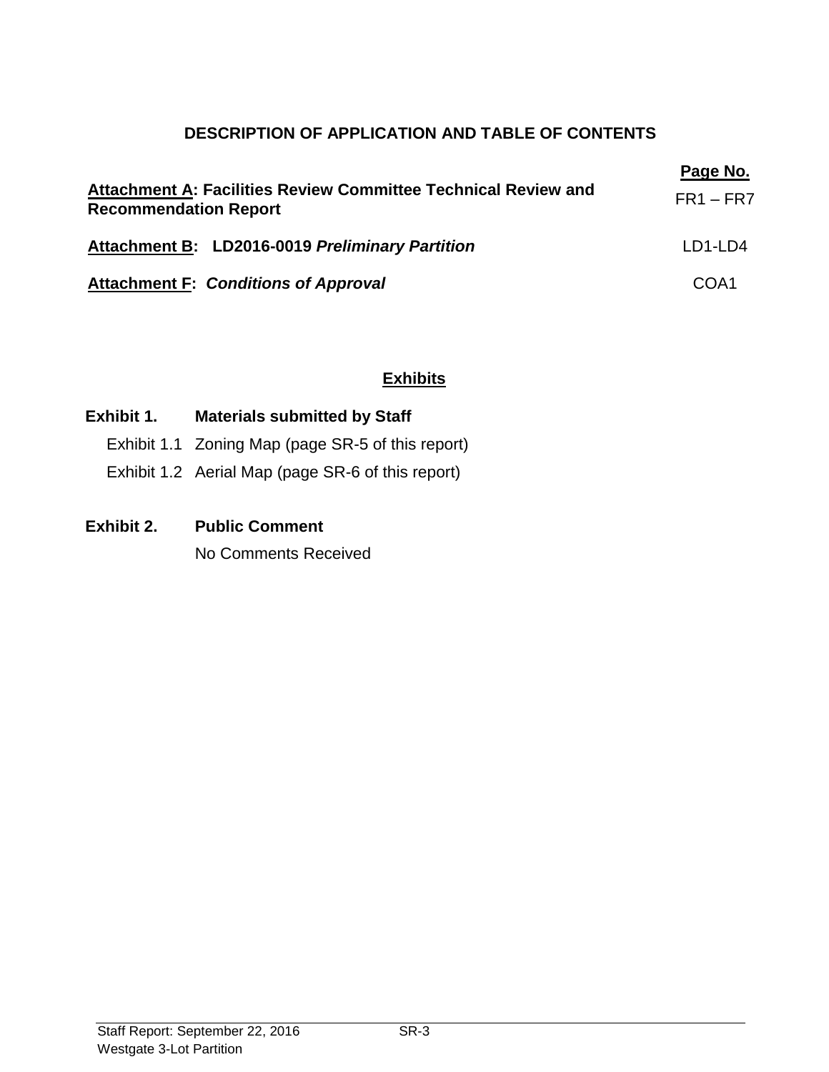## DESCRIPTION OF APPLICATION AND TABLE OF CONTENTS

| | Page No. |
|---|---|
| **Attachment A: Facilities Review Committee Technical Review and Recommendation Report** | FR1 – FR7 |
| **Attachment B: LD2016-0019 *Preliminary Partition*** | LD1-LD4 |
| **Attachment F: *Conditions of Approval*** | COA1 |

### Exhibits

**Exhibit 1. Materials submitted by Staff**

- Exhibit 1.1 Zoning Map (page SR-5 of this report)
- Exhibit 1.2 Aerial Map (page SR-6 of this report)

**Exhibit 2. Public Comment**

No Comments Received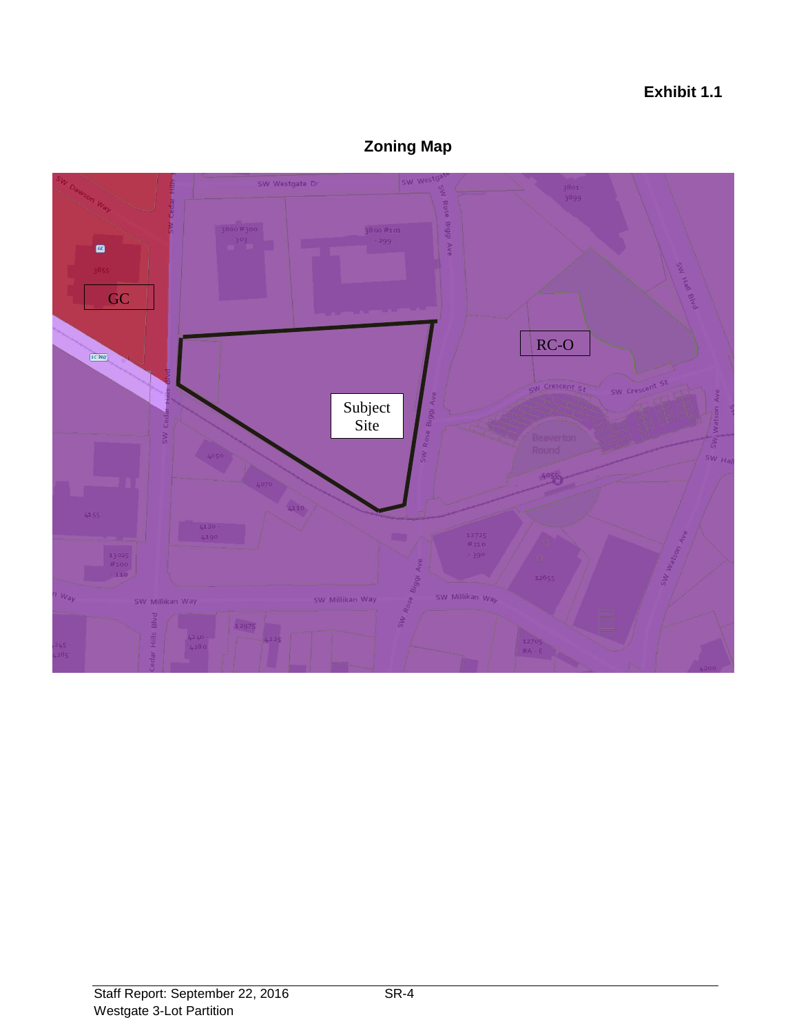**Exhibit 1.1**

## Zoning Map

GC

RC-O

Subject Site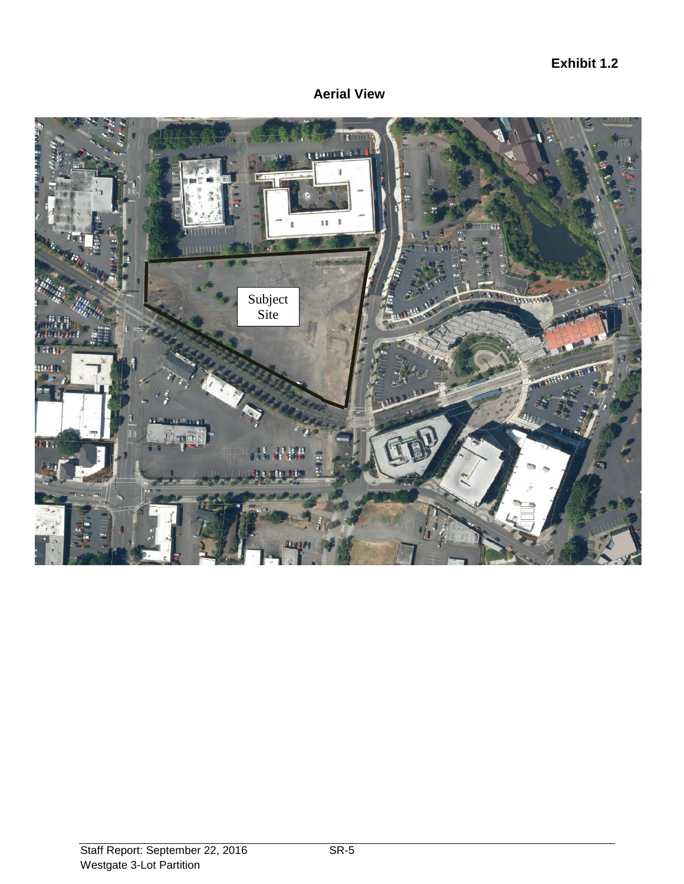**Exhibit 1.2**

## Aerial View

Subject Site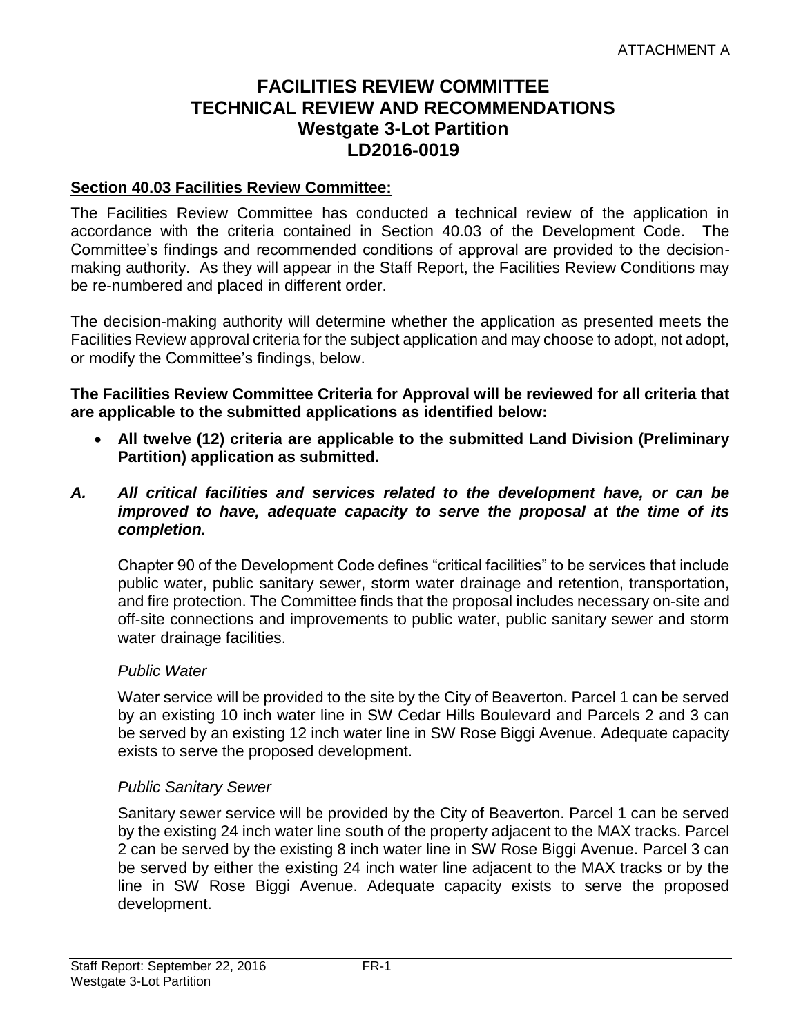ATTACHMENT A

# FACILITIES REVIEW COMMITTEE TECHNICAL REVIEW AND RECOMMENDATIONS Westgate 3-Lot Partition LD2016-0019

**Section 40.03 Facilities Review Committee:**

The Facilities Review Committee has conducted a technical review of the application in accordance with the criteria contained in Section 40.03 of the Development Code. The Committee's findings and recommended conditions of approval are provided to the decision-making authority. As they will appear in the Staff Report, the Facilities Review Conditions may be re-numbered and placed in different order.

The decision-making authority will determine whether the application as presented meets the Facilities Review approval criteria for the subject application and may choose to adopt, not adopt, or modify the Committee's findings, below.

**The Facilities Review Committee Criteria for Approval will be reviewed for all criteria that are applicable to the submitted applications as identified below:**

- **All twelve (12) criteria are applicable to the submitted Land Division (Preliminary Partition) application as submitted.**

***A. All critical facilities and services related to the development have, or can be improved to have, adequate capacity to serve the proposal at the time of its completion.***

Chapter 90 of the Development Code defines "critical facilities" to be services that include public water, public sanitary sewer, storm water drainage and retention, transportation, and fire protection. The Committee finds that the proposal includes necessary on-site and off-site connections and improvements to public water, public sanitary sewer and storm water drainage facilities.

*Public Water*

Water service will be provided to the site by the City of Beaverton. Parcel 1 can be served by an existing 10 inch water line in SW Cedar Hills Boulevard and Parcels 2 and 3 can be served by an existing 12 inch water line in SW Rose Biggi Avenue. Adequate capacity exists to serve the proposed development.

*Public Sanitary Sewer*

Sanitary sewer service will be provided by the City of Beaverton. Parcel 1 can be served by the existing 24 inch water line south of the property adjacent to the MAX tracks. Parcel 2 can be served by the existing 8 inch water line in SW Rose Biggi Avenue. Parcel 3 can be served by either the existing 24 inch water line adjacent to the MAX tracks or by the line in SW Rose Biggi Avenue. Adequate capacity exists to serve the proposed development.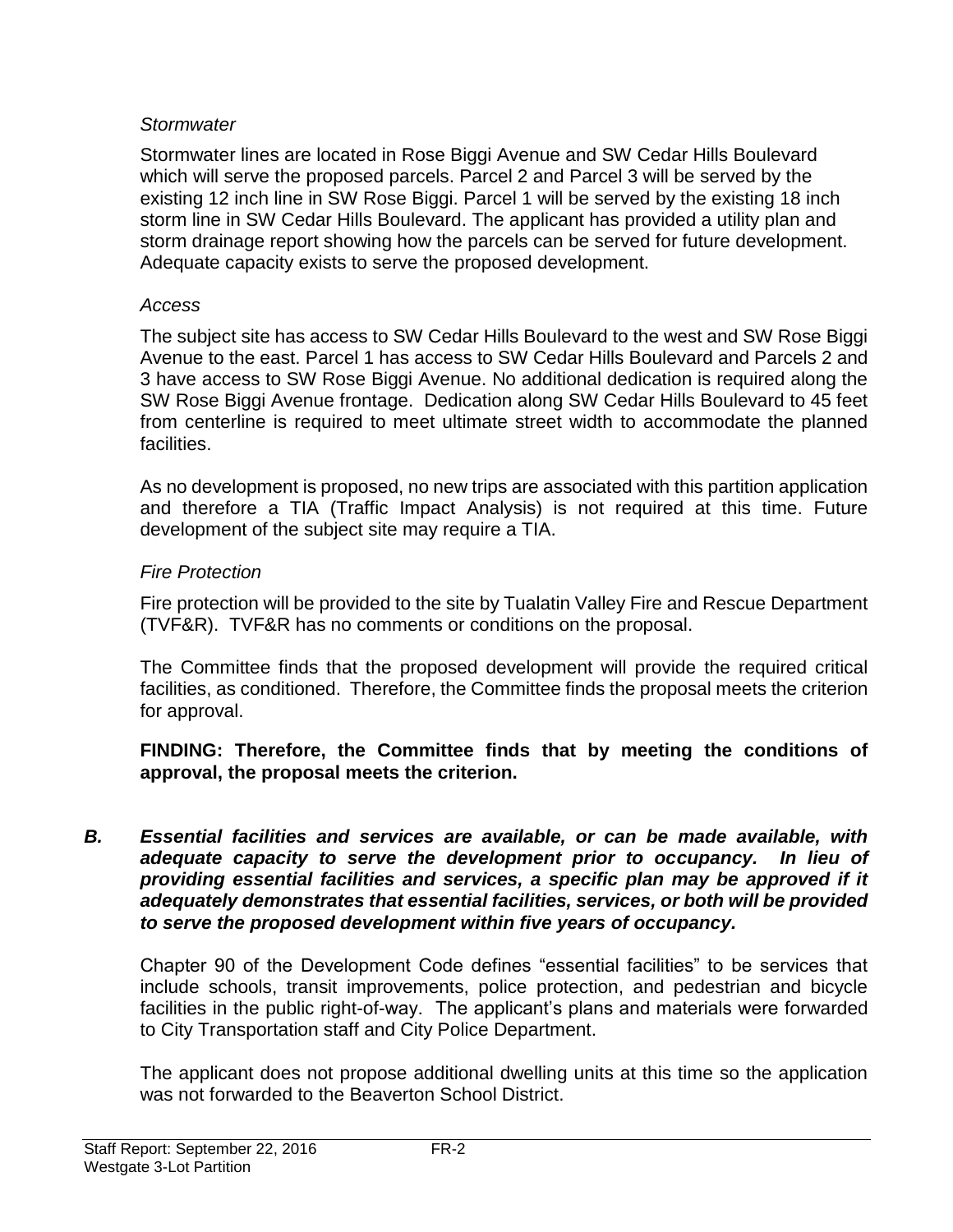*Stormwater*

Stormwater lines are located in Rose Biggi Avenue and SW Cedar Hills Boulevard which will serve the proposed parcels. Parcel 2 and Parcel 3 will be served by the existing 12 inch line in SW Rose Biggi. Parcel 1 will be served by the existing 18 inch storm line in SW Cedar Hills Boulevard. The applicant has provided a utility plan and storm drainage report showing how the parcels can be served for future development. Adequate capacity exists to serve the proposed development.

*Access*

The subject site has access to SW Cedar Hills Boulevard to the west and SW Rose Biggi Avenue to the east. Parcel 1 has access to SW Cedar Hills Boulevard and Parcels 2 and 3 have access to SW Rose Biggi Avenue. No additional dedication is required along the SW Rose Biggi Avenue frontage. Dedication along SW Cedar Hills Boulevard to 45 feet from centerline is required to meet ultimate street width to accommodate the planned facilities.

As no development is proposed, no new trips are associated with this partition application and therefore a TIA (Traffic Impact Analysis) is not required at this time. Future development of the subject site may require a TIA.

*Fire Protection*

Fire protection will be provided to the site by Tualatin Valley Fire and Rescue Department (TVF&R). TVF&R has no comments or conditions on the proposal.

The Committee finds that the proposed development will provide the required critical facilities, as conditioned. Therefore, the Committee finds the proposal meets the criterion for approval.

**FINDING: Therefore, the Committee finds that by meeting the conditions of approval, the proposal meets the criterion.**

***B. Essential facilities and services are available, or can be made available, with adequate capacity to serve the development prior to occupancy. In lieu of providing essential facilities and services, a specific plan may be approved if it adequately demonstrates that essential facilities, services, or both will be provided to serve the proposed development within five years of occupancy.***

Chapter 90 of the Development Code defines "essential facilities" to be services that include schools, transit improvements, police protection, and pedestrian and bicycle facilities in the public right-of-way. The applicant's plans and materials were forwarded to City Transportation staff and City Police Department.

The applicant does not propose additional dwelling units at this time so the application was not forwarded to the Beaverton School District.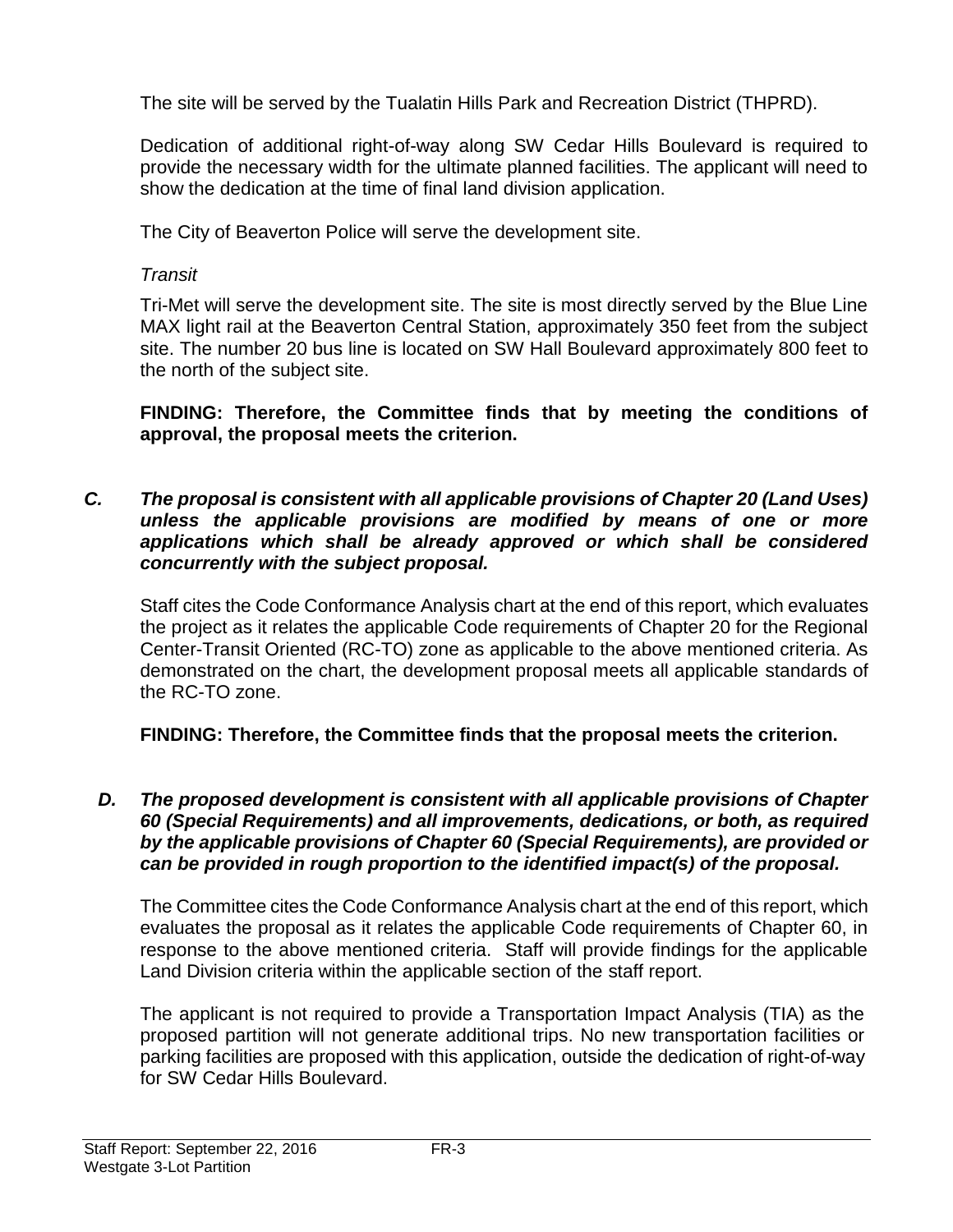The site will be served by the Tualatin Hills Park and Recreation District (THPRD).

Dedication of additional right-of-way along SW Cedar Hills Boulevard is required to provide the necessary width for the ultimate planned facilities. The applicant will need to show the dedication at the time of final land division application.

The City of Beaverton Police will serve the development site.

*Transit*

Tri-Met will serve the development site. The site is most directly served by the Blue Line MAX light rail at the Beaverton Central Station, approximately 350 feet from the subject site. The number 20 bus line is located on SW Hall Boulevard approximately 800 feet to the north of the subject site.

**FINDING: Therefore, the Committee finds that by meeting the conditions of approval, the proposal meets the criterion.**

***C. The proposal is consistent with all applicable provisions of Chapter 20 (Land Uses) unless the applicable provisions are modified by means of one or more applications which shall be already approved or which shall be considered concurrently with the subject proposal.***

Staff cites the Code Conformance Analysis chart at the end of this report, which evaluates the project as it relates the applicable Code requirements of Chapter 20 for the Regional Center-Transit Oriented (RC-TO) zone as applicable to the above mentioned criteria. As demonstrated on the chart, the development proposal meets all applicable standards of the RC-TO zone.

**FINDING: Therefore, the Committee finds that the proposal meets the criterion.**

***D. The proposed development is consistent with all applicable provisions of Chapter 60 (Special Requirements) and all improvements, dedications, or both, as required by the applicable provisions of Chapter 60 (Special Requirements), are provided or can be provided in rough proportion to the identified impact(s) of the proposal.***

The Committee cites the Code Conformance Analysis chart at the end of this report, which evaluates the proposal as it relates the applicable Code requirements of Chapter 60, in response to the above mentioned criteria. Staff will provide findings for the applicable Land Division criteria within the applicable section of the staff report.

The applicant is not required to provide a Transportation Impact Analysis (TIA) as the proposed partition will not generate additional trips. No new transportation facilities or parking facilities are proposed with this application, outside the dedication of right-of-way for SW Cedar Hills Boulevard.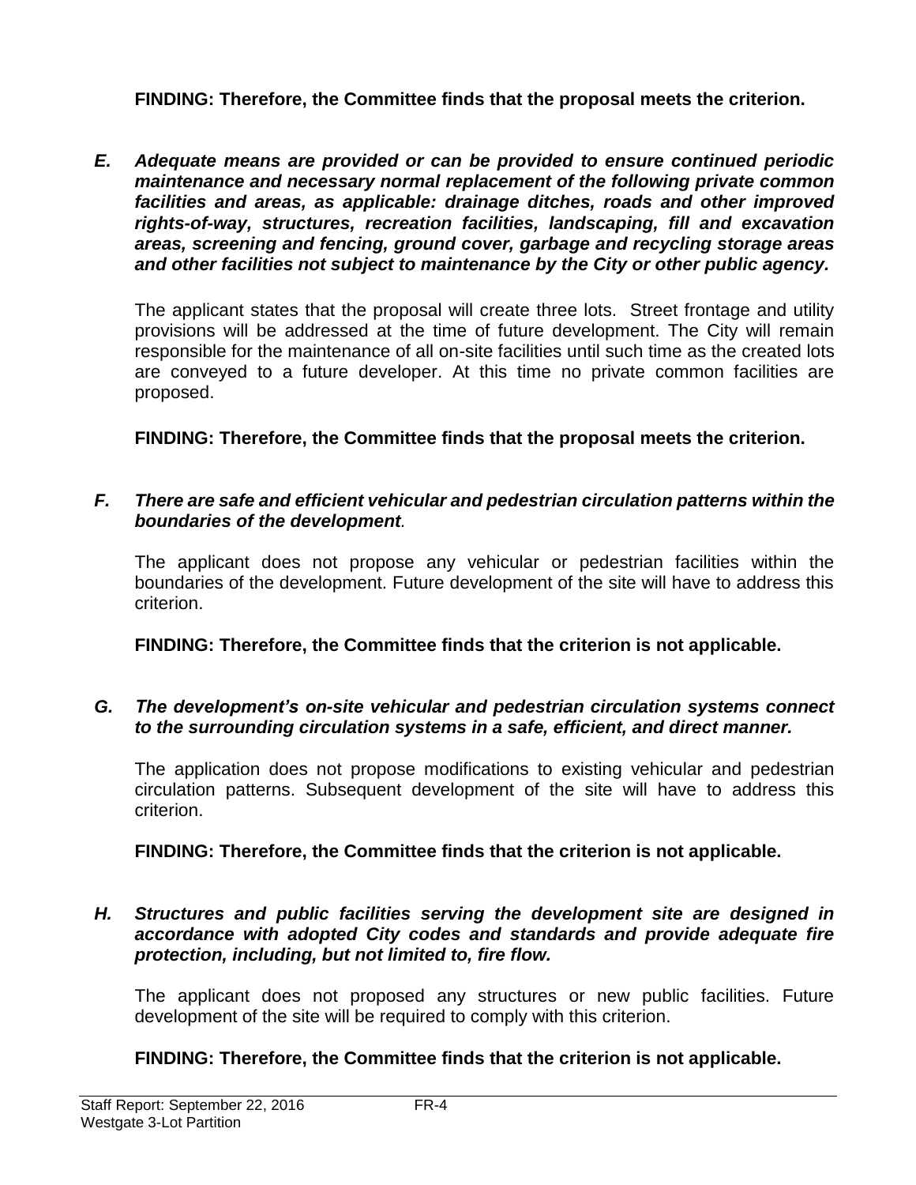**FINDING: Therefore, the Committee finds that the proposal meets the criterion.**

***E. Adequate means are provided or can be provided to ensure continued periodic maintenance and necessary normal replacement of the following private common facilities and areas, as applicable: drainage ditches, roads and other improved rights-of-way, structures, recreation facilities, landscaping, fill and excavation areas, screening and fencing, ground cover, garbage and recycling storage areas and other facilities not subject to maintenance by the City or other public agency.***

The applicant states that the proposal will create three lots. Street frontage and utility provisions will be addressed at the time of future development. The City will remain responsible for the maintenance of all on-site facilities until such time as the created lots are conveyed to a future developer. At this time no private common facilities are proposed.

**FINDING: Therefore, the Committee finds that the proposal meets the criterion.**

***F. There are safe and efficient vehicular and pedestrian circulation patterns within the boundaries of the development.***

The applicant does not propose any vehicular or pedestrian facilities within the boundaries of the development. Future development of the site will have to address this criterion.

**FINDING: Therefore, the Committee finds that the criterion is not applicable.**

***G. The development's on-site vehicular and pedestrian circulation systems connect to the surrounding circulation systems in a safe, efficient, and direct manner.***

The application does not propose modifications to existing vehicular and pedestrian circulation patterns. Subsequent development of the site will have to address this criterion.

**FINDING: Therefore, the Committee finds that the criterion is not applicable.**

***H. Structures and public facilities serving the development site are designed in accordance with adopted City codes and standards and provide adequate fire protection, including, but not limited to, fire flow.***

The applicant does not proposed any structures or new public facilities. Future development of the site will be required to comply with this criterion.

**FINDING: Therefore, the Committee finds that the criterion is not applicable.**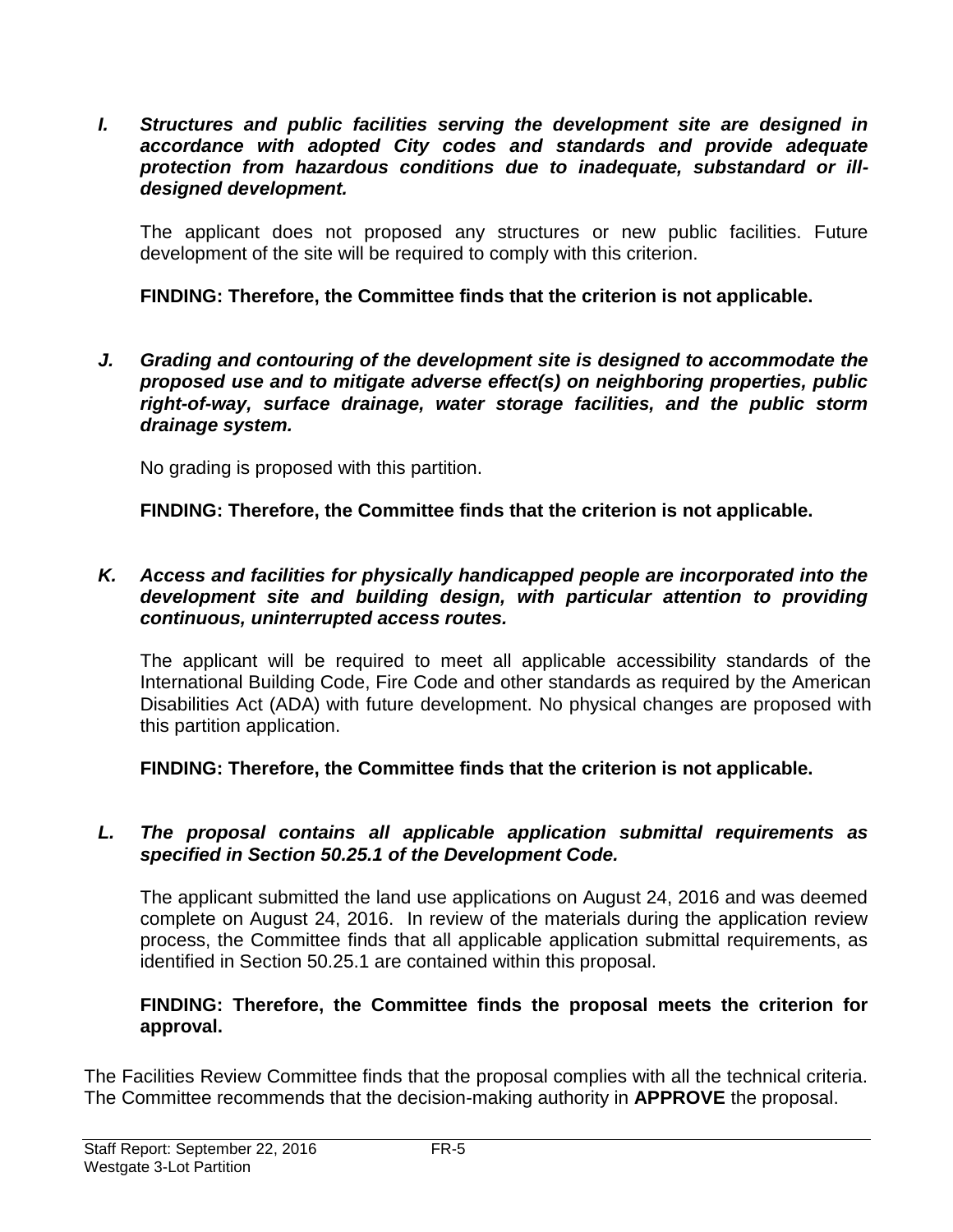***I. Structures and public facilities serving the development site are designed in accordance with adopted City codes and standards and provide adequate protection from hazardous conditions due to inadequate, substandard or ill-designed development.***

The applicant does not proposed any structures or new public facilities. Future development of the site will be required to comply with this criterion.

**FINDING: Therefore, the Committee finds that the criterion is not applicable.**

***J. Grading and contouring of the development site is designed to accommodate the proposed use and to mitigate adverse effect(s) on neighboring properties, public right-of-way, surface drainage, water storage facilities, and the public storm drainage system.***

No grading is proposed with this partition.

**FINDING: Therefore, the Committee finds that the criterion is not applicable.**

***K. Access and facilities for physically handicapped people are incorporated into the development site and building design, with particular attention to providing continuous, uninterrupted access routes.***

The applicant will be required to meet all applicable accessibility standards of the International Building Code, Fire Code and other standards as required by the American Disabilities Act (ADA) with future development. No physical changes are proposed with this partition application.

**FINDING: Therefore, the Committee finds that the criterion is not applicable.**

***L. The proposal contains all applicable application submittal requirements as specified in Section 50.25.1 of the Development Code.***

The applicant submitted the land use applications on August 24, 2016 and was deemed complete on August 24, 2016. In review of the materials during the application review process, the Committee finds that all applicable application submittal requirements, as identified in Section 50.25.1 are contained within this proposal.

**FINDING: Therefore, the Committee finds the proposal meets the criterion for approval.**

The Facilities Review Committee finds that the proposal complies with all the technical criteria. The Committee recommends that the decision-making authority in **APPROVE** the proposal.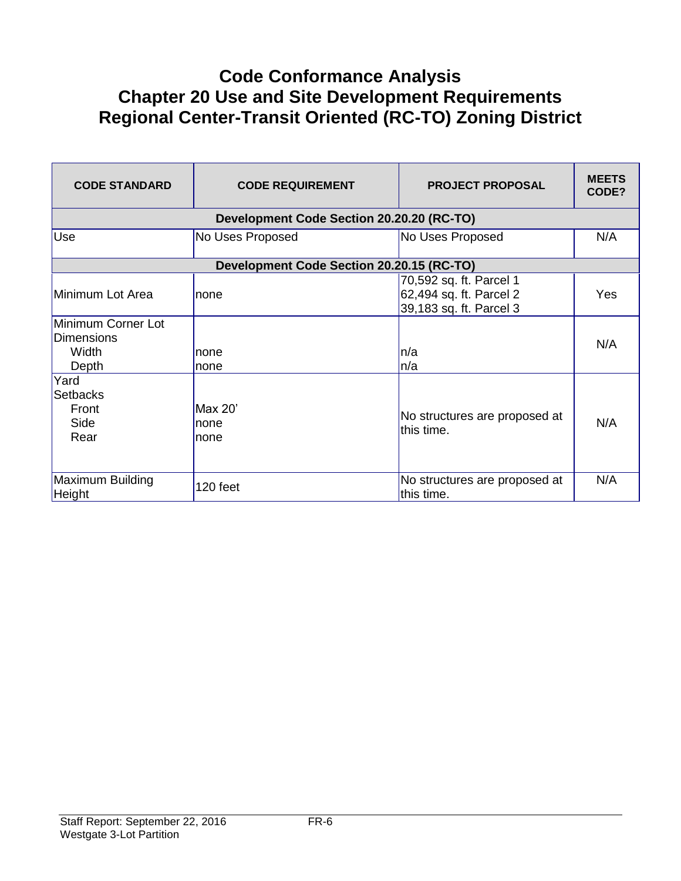# Code Conformance Analysis
# Chapter 20 Use and Site Development Requirements
# Regional Center-Transit Oriented (RC-TO) Zoning District

| CODE STANDARD | CODE REQUIREMENT | PROJECT PROPOSAL | MEETS CODE? |
|---|---|---|---|
| **Development Code Section 20.20.20 (RC-TO)** | | | |
| Use | No Uses Proposed | No Uses Proposed | N/A |
| **Development Code Section 20.20.15 (RC-TO)** | | | |
| Minimum Lot Area | none | 70,592 sq. ft. Parcel 1<br>62,494 sq. ft. Parcel 2<br>39,183 sq. ft. Parcel 3 | Yes |
| Minimum Corner Lot Dimensions<br>Width<br>Depth | <br><br>none<br>none | <br><br>n/a<br>n/a | N/A |
| Yard Setbacks<br>Front<br>Side<br>Rear | <br>Max 20'<br>none<br>none | No structures are proposed at this time. | N/A |
| Maximum Building Height | 120 feet | No structures are proposed at this time. | N/A |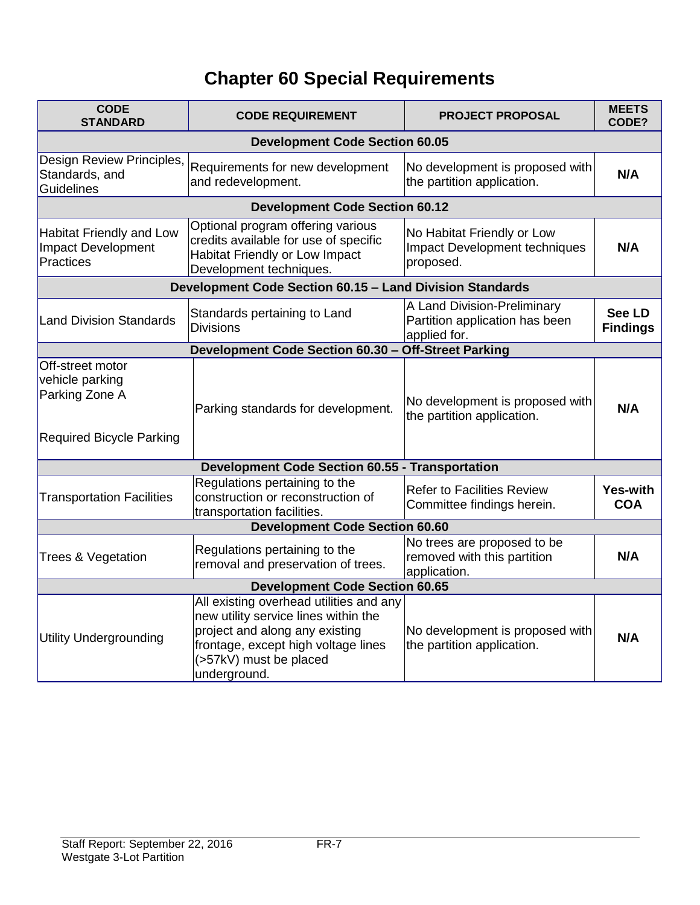# Chapter 60 Special Requirements

| CODE STANDARD | CODE REQUIREMENT | PROJECT PROPOSAL | MEETS CODE? |
|---|---|---|---|
| **Development Code Section 60.05** | | | |
| Design Review Principles, Standards, and Guidelines | Requirements for new development and redevelopment. | No development is proposed with the partition application. | **N/A** |
| **Development Code Section 60.12** | | | |
| Habitat Friendly and Low Impact Development Practices | Optional program offering various credits available for use of specific Habitat Friendly or Low Impact Development techniques. | No Habitat Friendly or Low Impact Development techniques proposed. | **N/A** |
| **Development Code Section 60.15 – Land Division Standards** | | | |
| Land Division Standards | Standards pertaining to Land Divisions | A Land Division-Preliminary Partition application has been applied for. | **See LD Findings** |
| **Development Code Section 60.30 – Off-Street Parking** | | | |
| Off-street motor vehicle parking<br>Parking Zone A<br><br>Required Bicycle Parking | Parking standards for development. | No development is proposed with the partition application. | **N/A** |
| **Development Code Section 60.55 - Transportation** | | | |
| Transportation Facilities | Regulations pertaining to the construction or reconstruction of transportation facilities. | Refer to Facilities Review Committee findings herein. | **Yes-with COA** |
| **Development Code Section 60.60** | | | |
| Trees & Vegetation | Regulations pertaining to the removal and preservation of trees. | No trees are proposed to be removed with this partition application. | **N/A** |
| **Development Code Section 60.65** | | | |
| Utility Undergrounding | All existing overhead utilities and any new utility service lines within the project and along any existing frontage, except high voltage lines (>57kV) must be placed underground. | No development is proposed with the partition application. | **N/A** |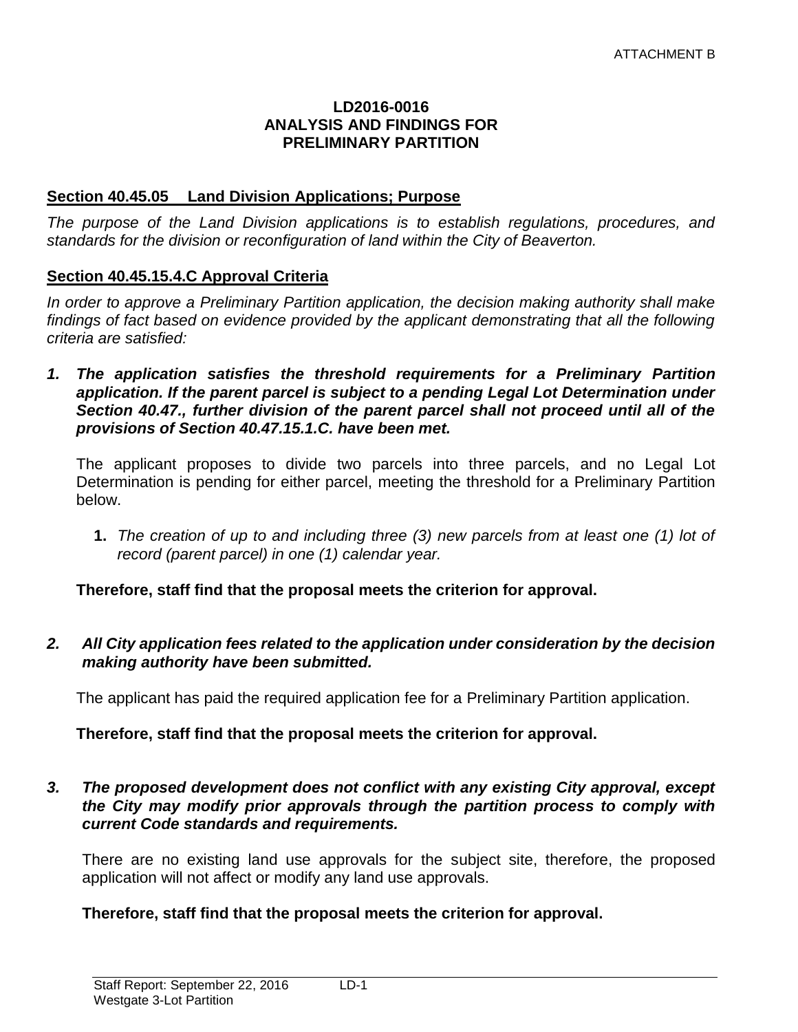ATTACHMENT B

**LD2016-0016**
**ANALYSIS AND FINDINGS FOR**
**PRELIMINARY PARTITION**

## Section 40.45.05 Land Division Applications; Purpose

*The purpose of the Land Division applications is to establish regulations, procedures, and standards for the division or reconfiguration of land within the City of Beaverton.*

## Section 40.45.15.4.C Approval Criteria

*In order to approve a Preliminary Partition application, the decision making authority shall make findings of fact based on evidence provided by the applicant demonstrating that all the following criteria are satisfied:*

***1. The application satisfies the threshold requirements for a Preliminary Partition application. If the parent parcel is subject to a pending Legal Lot Determination under Section 40.47., further division of the parent parcel shall not proceed until all of the provisions of Section 40.47.15.1.C. have been met.***

The applicant proposes to divide two parcels into three parcels, and no Legal Lot Determination is pending for either parcel, meeting the threshold for a Preliminary Partition below.

**1.** *The creation of up to and including three (3) new parcels from at least one (1) lot of record (parent parcel) in one (1) calendar year.*

**Therefore, staff find that the proposal meets the criterion for approval.**

***2. All City application fees related to the application under consideration by the decision making authority have been submitted.***

The applicant has paid the required application fee for a Preliminary Partition application.

**Therefore, staff find that the proposal meets the criterion for approval.**

***3. The proposed development does not conflict with any existing City approval, except the City may modify prior approvals through the partition process to comply with current Code standards and requirements.***

There are no existing land use approvals for the subject site, therefore, the proposed application will not affect or modify any land use approvals.

**Therefore, staff find that the proposal meets the criterion for approval.**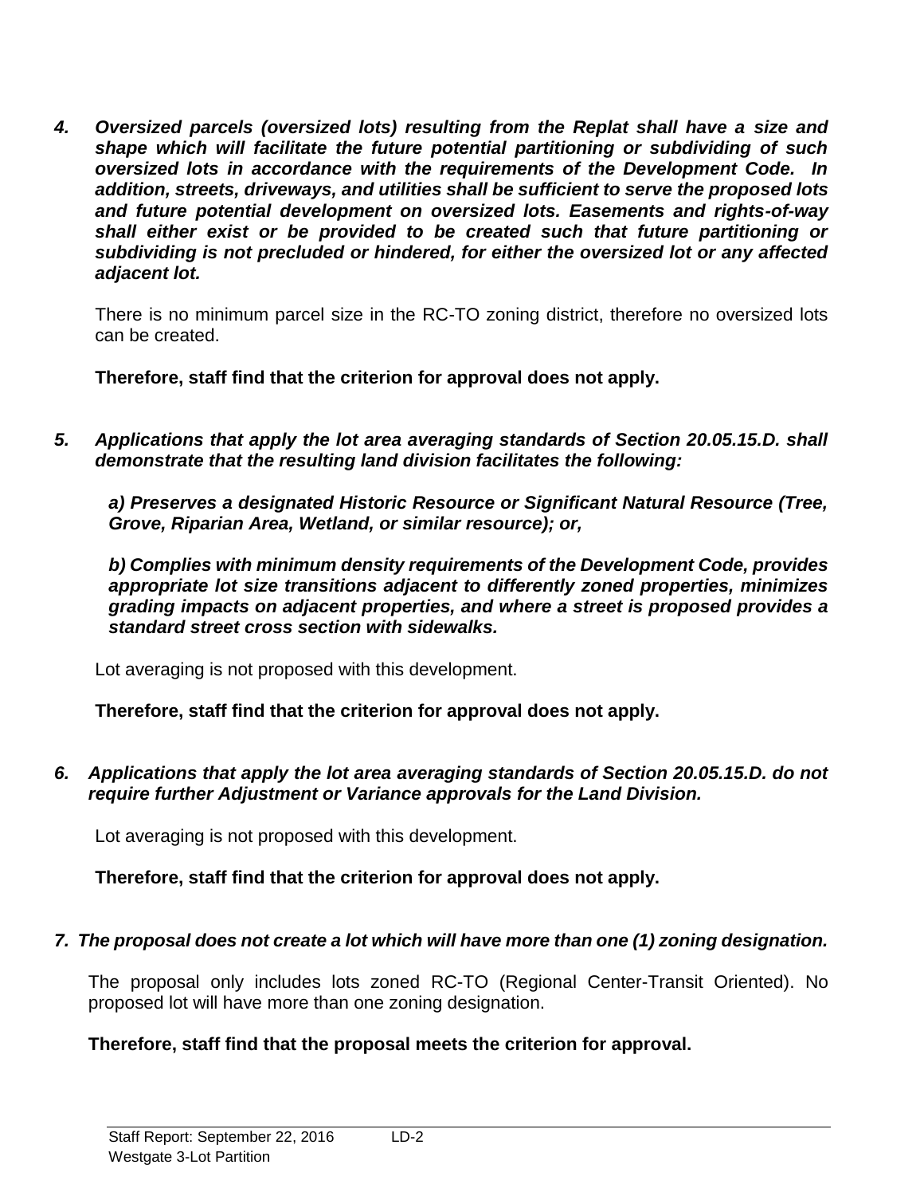***4. Oversized parcels (oversized lots) resulting from the Replat shall have a size and shape which will facilitate the future potential partitioning or subdividing of such oversized lots in accordance with the requirements of the Development Code. In addition, streets, driveways, and utilities shall be sufficient to serve the proposed lots and future potential development on oversized lots. Easements and rights-of-way shall either exist or be provided to be created such that future partitioning or subdividing is not precluded or hindered, for either the oversized lot or any affected adjacent lot.***

There is no minimum parcel size in the RC-TO zoning district, therefore no oversized lots can be created.

**Therefore, staff find that the criterion for approval does not apply.**

***5. Applications that apply the lot area averaging standards of Section 20.05.15.D. shall demonstrate that the resulting land division facilitates the following:***

***a) Preserves a designated Historic Resource or Significant Natural Resource (Tree, Grove, Riparian Area, Wetland, or similar resource); or,***

***b) Complies with minimum density requirements of the Development Code, provides appropriate lot size transitions adjacent to differently zoned properties, minimizes grading impacts on adjacent properties, and where a street is proposed provides a standard street cross section with sidewalks.***

Lot averaging is not proposed with this development.

**Therefore, staff find that the criterion for approval does not apply.**

***6. Applications that apply the lot area averaging standards of Section 20.05.15.D. do not require further Adjustment or Variance approvals for the Land Division.***

Lot averaging is not proposed with this development.

**Therefore, staff find that the criterion for approval does not apply.**

***7. The proposal does not create a lot which will have more than one (1) zoning designation.***

The proposal only includes lots zoned RC-TO (Regional Center-Transit Oriented). No proposed lot will have more than one zoning designation.

**Therefore, staff find that the proposal meets the criterion for approval.**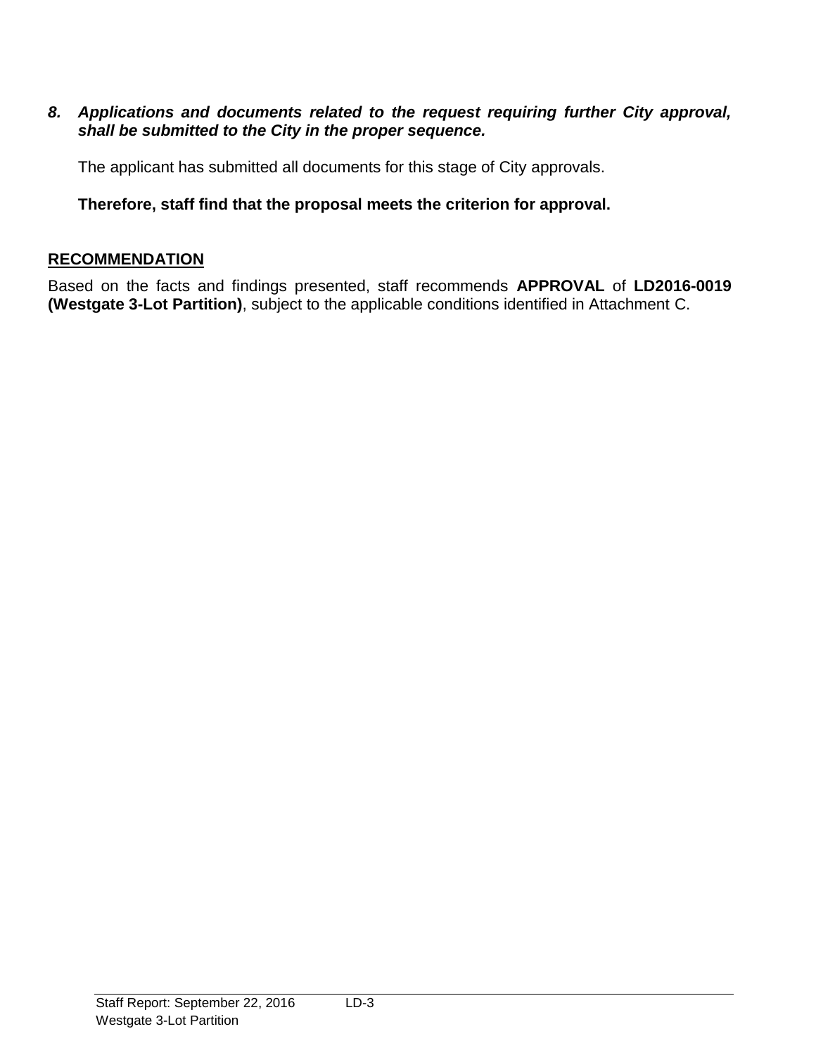***8. Applications and documents related to the request requiring further City approval, shall be submitted to the City in the proper sequence.***

The applicant has submitted all documents for this stage of City approvals.

**Therefore, staff find that the proposal meets the criterion for approval.**

## RECOMMENDATION

Based on the facts and findings presented, staff recommends **APPROVAL** of **LD2016-0019 (Westgate 3-Lot Partition)**, subject to the applicable conditions identified in Attachment C.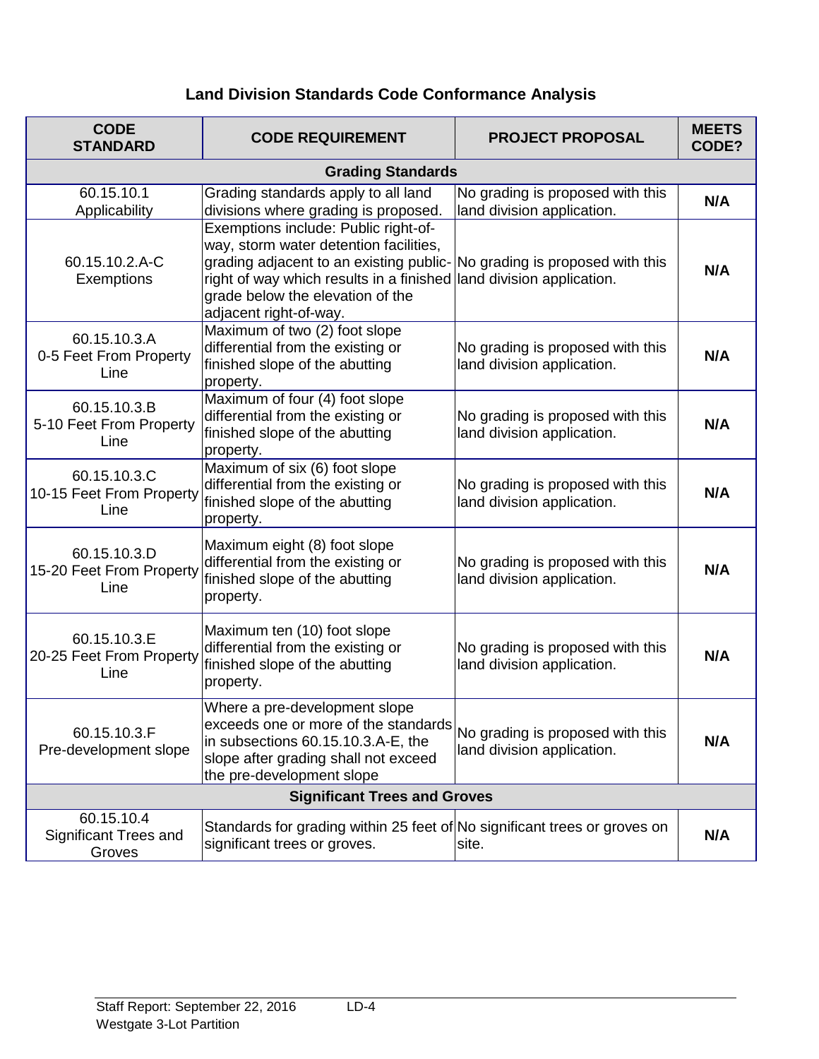## Land Division Standards Code Conformance Analysis

| CODE STANDARD | CODE REQUIREMENT | PROJECT PROPOSAL | MEETS CODE? |
|---|---|---|---|
| **Grading Standards** | | | |
| 60.15.10.1 Applicability | Grading standards apply to all land divisions where grading is proposed. | No grading is proposed with this land division application. | **N/A** |
| 60.15.10.2.A-C Exemptions | Exemptions include: Public right-of-way, storm water detention facilities, grading adjacent to an existing public-right of way which results in a finished grade below the elevation of the adjacent right-of-way. | No grading is proposed with this land division application. | **N/A** |
| 60.15.10.3.A 0-5 Feet From Property Line | Maximum of two (2) foot slope differential from the existing or finished slope of the abutting property. | No grading is proposed with this land division application. | **N/A** |
| 60.15.10.3.B 5-10 Feet From Property Line | Maximum of four (4) foot slope differential from the existing or finished slope of the abutting property. | No grading is proposed with this land division application. | **N/A** |
| 60.15.10.3.C 10-15 Feet From Property Line | Maximum of six (6) foot slope differential from the existing or finished slope of the abutting property. | No grading is proposed with this land division application. | **N/A** |
| 60.15.10.3.D 15-20 Feet From Property Line | Maximum eight (8) foot slope differential from the existing or finished slope of the abutting property. | No grading is proposed with this land division application. | **N/A** |
| 60.15.10.3.E 20-25 Feet From Property Line | Maximum ten (10) foot slope differential from the existing or finished slope of the abutting property. | No grading is proposed with this land division application. | **N/A** |
| 60.15.10.3.F Pre-development slope | Where a pre-development slope exceeds one or more of the standards in subsections 60.15.10.3.A-E, the slope after grading shall not exceed the pre-development slope | No grading is proposed with this land division application. | **N/A** |
| **Significant Trees and Groves** | | | |
| 60.15.10.4 Significant Trees and Groves | Standards for grading within 25 feet of significant trees or groves. | No significant trees or groves on site. | **N/A** |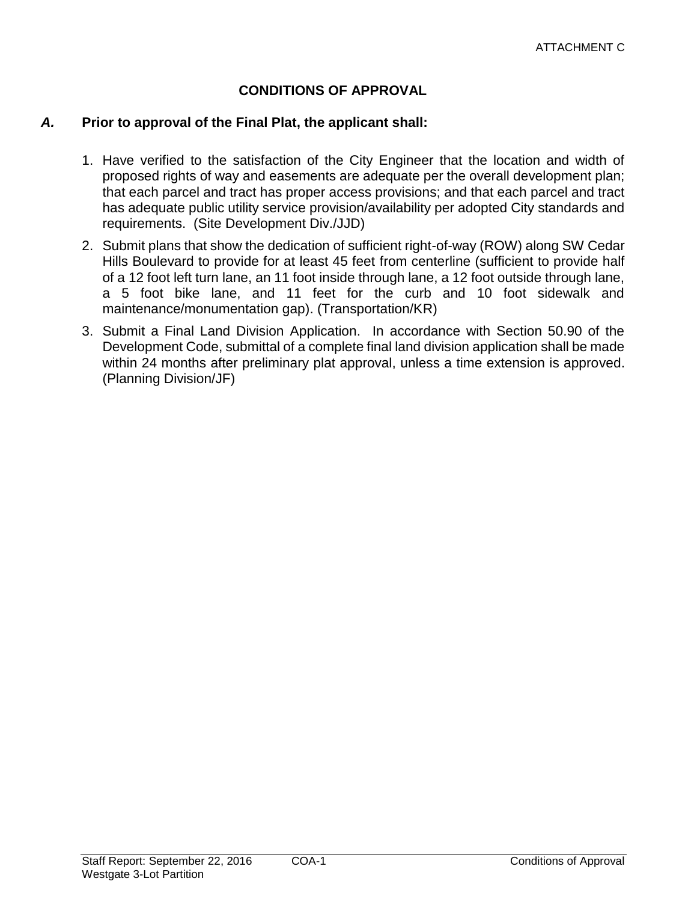ATTACHMENT C

# CONDITIONS OF APPROVAL

## *A.* Prior to approval of the Final Plat, the applicant shall:

1. Have verified to the satisfaction of the City Engineer that the location and width of proposed rights of way and easements are adequate per the overall development plan; that each parcel and tract has proper access provisions; and that each parcel and tract has adequate public utility service provision/availability per adopted City standards and requirements. (Site Development Div./JJD)
2. Submit plans that show the dedication of sufficient right-of-way (ROW) along SW Cedar Hills Boulevard to provide for at least 45 feet from centerline (sufficient to provide half of a 12 foot left turn lane, an 11 foot inside through lane, a 12 foot outside through lane, a 5 foot bike lane, and 11 feet for the curb and 10 foot sidewalk and maintenance/monumentation gap). (Transportation/KR)
3. Submit a Final Land Division Application. In accordance with Section 50.90 of the Development Code, submittal of a complete final land division application shall be made within 24 months after preliminary plat approval, unless a time extension is approved. (Planning Division/JF)